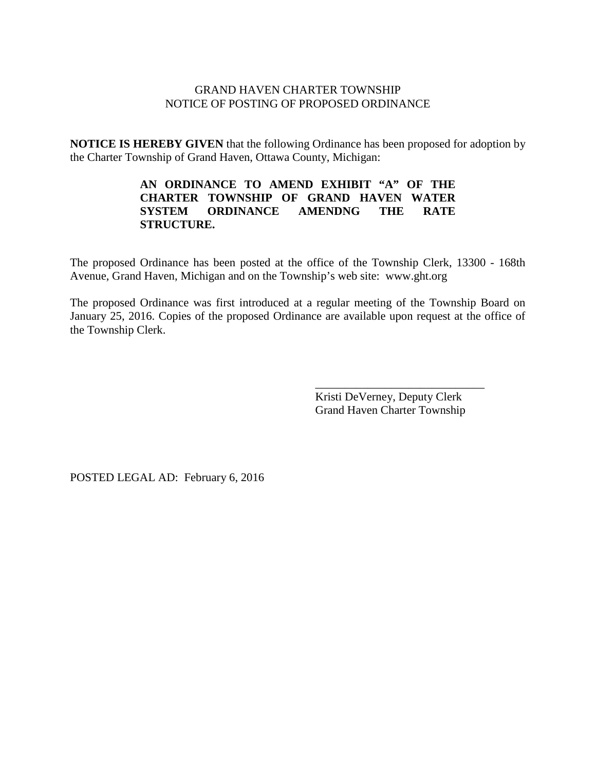GRAND HAVEN CHARTER TOWNSHIP
NOTICE OF POSTING OF PROPOSED ORDINANCE

**NOTICE IS HEREBY GIVEN** that the following Ordinance has been proposed for adoption by the Charter Township of Grand Haven, Ottawa County, Michigan:

**AN ORDINANCE TO AMEND EXHIBIT "A" OF THE CHARTER TOWNSHIP OF GRAND HAVEN WATER SYSTEM ORDINANCE AMENDNG THE RATE STRUCTURE.**

The proposed Ordinance has been posted at the office of the Township Clerk, 13300 - 168th Avenue, Grand Haven, Michigan and on the Township's web site: www.ght.org

The proposed Ordinance was first introduced at a regular meeting of the Township Board on January 25, 2016. Copies of the proposed Ordinance are available upon request at the office of the Township Clerk.

\_\_\_\_\_\_\_\_\_\_\_\_\_\_\_\_\_\_\_\_\_\_\_\_\_\_\_\_\_\_
Kristi DeVerney, Deputy Clerk
Grand Haven Charter Township

POSTED LEGAL AD: February 6, 2016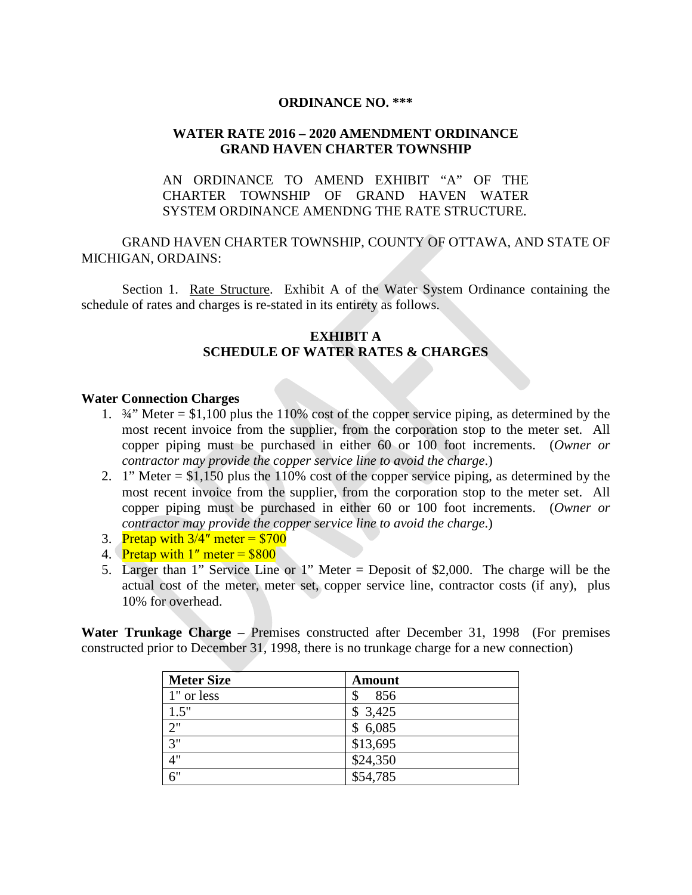**ORDINANCE NO. \*\*\***

**WATER RATE 2016 – 2020 AMENDMENT ORDINANCE**
**GRAND HAVEN CHARTER TOWNSHIP**

AN ORDINANCE TO AMEND EXHIBIT "A" OF THE CHARTER TOWNSHIP OF GRAND HAVEN WATER SYSTEM ORDINANCE AMENDNG THE RATE STRUCTURE.

GRAND HAVEN CHARTER TOWNSHIP, COUNTY OF OTTAWA, AND STATE OF MICHIGAN, ORDAINS:

Section 1. Rate Structure. Exhibit A of the Water System Ordinance containing the schedule of rates and charges is re-stated in its entirety as follows.

**EXHIBIT A**
**SCHEDULE OF WATER RATES & CHARGES**

**Water Connection Charges**

1. ¾" Meter = $1,100 plus the 110% cost of the copper service piping, as determined by the most recent invoice from the supplier, from the corporation stop to the meter set. All copper piping must be purchased in either 60 or 100 foot increments. (*Owner or contractor may provide the copper service line to avoid the charge*.)
2. 1" Meter = $1,150 plus the 110% cost of the copper service piping, as determined by the most recent invoice from the supplier, from the corporation stop to the meter set. All copper piping must be purchased in either 60 or 100 foot increments. (*Owner or contractor may provide the copper service line to avoid the charge*.)
3. Pretap with 3/4″ meter = $700
4. Pretap with 1″ meter = $800
5. Larger than 1" Service Line or 1" Meter = Deposit of $2,000. The charge will be the actual cost of the meter, meter set, copper service line, contractor costs (if any), plus 10% for overhead.

**Water Trunkage Charge** – Premises constructed after December 31, 1998 (For premises constructed prior to December 31, 1998, there is no trunkage charge for a new connection)

| Meter Size | Amount |
|---|---|
| 1" or less | $ 856 |
| 1.5" | $ 3,425 |
| 2" | $ 6,085 |
| 3" | $13,695 |
| 4" | $24,350 |
| 6" | $54,785 |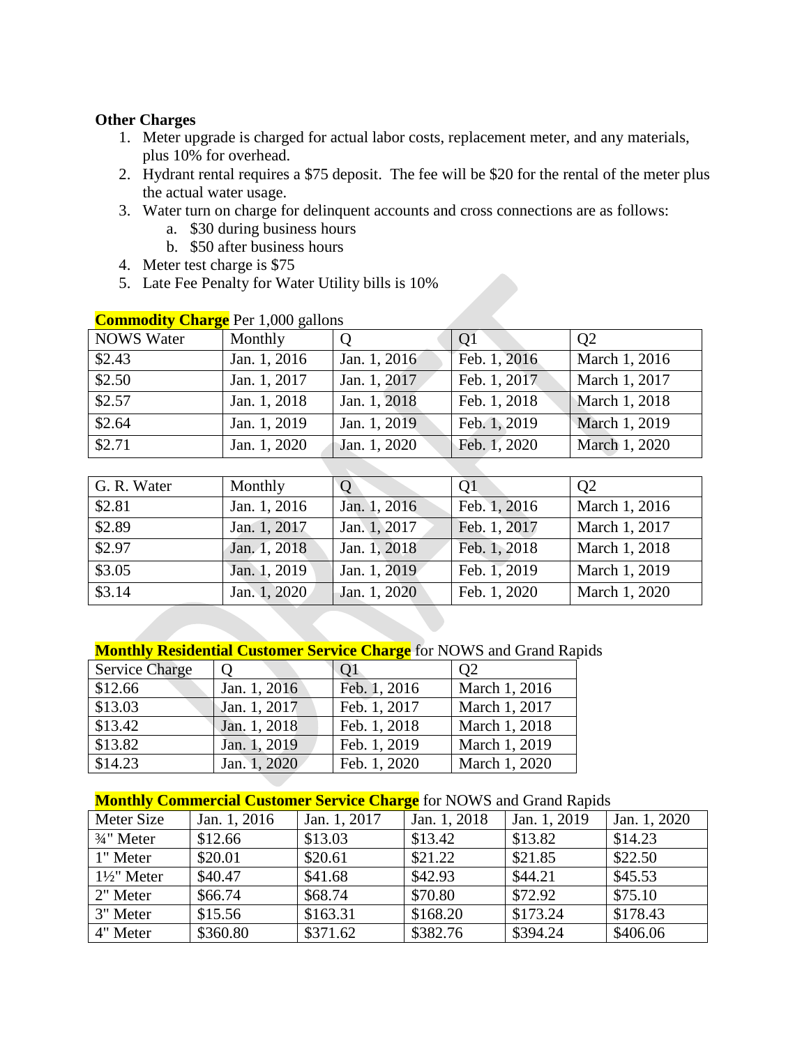**Other Charges**

1. Meter upgrade is charged for actual labor costs, replacement meter, and any materials, plus 10% for overhead.
2. Hydrant rental requires a $75 deposit. The fee will be $20 for the rental of the meter plus the actual water usage.
3. Water turn on charge for delinquent accounts and cross connections are as follows:
   a. $30 during business hours
   b. $50 after business hours
4. Meter test charge is $75
5. Late Fee Penalty for Water Utility bills is 10%

**Commodity Charge** Per 1,000 gallons

| NOWS Water | Monthly | Q | Q1 | Q2 |
|---|---|---|---|---|
| $2.43 | Jan. 1, 2016 | Jan. 1, 2016 | Feb. 1, 2016 | March 1, 2016 |
| $2.50 | Jan. 1, 2017 | Jan. 1, 2017 | Feb. 1, 2017 | March 1, 2017 |
| $2.57 | Jan. 1, 2018 | Jan. 1, 2018 | Feb. 1, 2018 | March 1, 2018 |
| $2.64 | Jan. 1, 2019 | Jan. 1, 2019 | Feb. 1, 2019 | March 1, 2019 |
| $2.71 | Jan. 1, 2020 | Jan. 1, 2020 | Feb. 1, 2020 | March 1, 2020 |

| G. R. Water | Monthly | Q | Q1 | Q2 |
|---|---|---|---|---|
| $2.81 | Jan. 1, 2016 | Jan. 1, 2016 | Feb. 1, 2016 | March 1, 2016 |
| $2.89 | Jan. 1, 2017 | Jan. 1, 2017 | Feb. 1, 2017 | March 1, 2017 |
| $2.97 | Jan. 1, 2018 | Jan. 1, 2018 | Feb. 1, 2018 | March 1, 2018 |
| $3.05 | Jan. 1, 2019 | Jan. 1, 2019 | Feb. 1, 2019 | March 1, 2019 |
| $3.14 | Jan. 1, 2020 | Jan. 1, 2020 | Feb. 1, 2020 | March 1, 2020 |

**Monthly Residential Customer Service Charge** for NOWS and Grand Rapids

| Service Charge | Q | Q1 | Q2 |
|---|---|---|---|
| $12.66 | Jan. 1, 2016 | Feb. 1, 2016 | March 1, 2016 |
| $13.03 | Jan. 1, 2017 | Feb. 1, 2017 | March 1, 2017 |
| $13.42 | Jan. 1, 2018 | Feb. 1, 2018 | March 1, 2018 |
| $13.82 | Jan. 1, 2019 | Feb. 1, 2019 | March 1, 2019 |
| $14.23 | Jan. 1, 2020 | Feb. 1, 2020 | March 1, 2020 |

**Monthly Commercial Customer Service Charge** for NOWS and Grand Rapids

| Meter Size | Jan. 1, 2016 | Jan. 1, 2017 | Jan. 1, 2018 | Jan. 1, 2019 | Jan. 1, 2020 |
|---|---|---|---|---|---|
| ¾" Meter | $12.66 | $13.03 | $13.42 | $13.82 | $14.23 |
| 1" Meter | $20.01 | $20.61 | $21.22 | $21.85 | $22.50 |
| 1½" Meter | $40.47 | $41.68 | $42.93 | $44.21 | $45.53 |
| 2" Meter | $66.74 | $68.74 | $70.80 | $72.92 | $75.10 |
| 3" Meter | $15.56 | $163.31 | $168.20 | $173.24 | $178.43 |
| 4" Meter | $360.80 | $371.62 | $382.76 | $394.24 | $406.06 |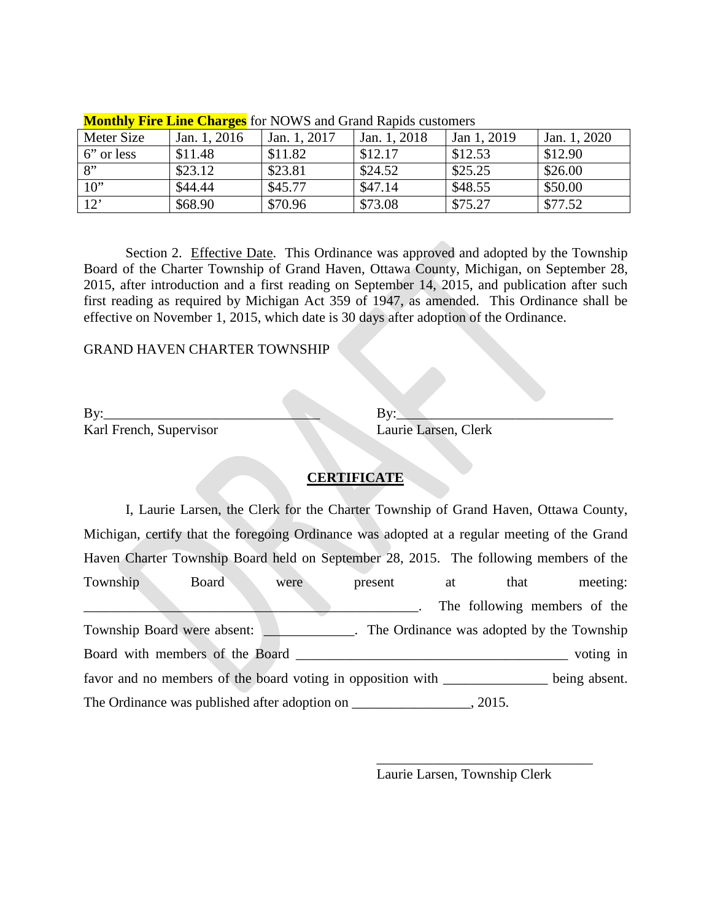**Monthly Fire Line Charges** for NOWS and Grand Rapids customers

| Meter Size | Jan. 1, 2016 | Jan. 1, 2017 | Jan. 1, 2018 | Jan 1, 2019 | Jan. 1, 2020 |
|---|---|---|---|---|---|
| 6" or less | $11.48 | $11.82 | $12.17 | $12.53 | $12.90 |
| 8" | $23.12 | $23.81 | $24.52 | $25.25 | $26.00 |
| 10" | $44.44 | $45.77 | $47.14 | $48.55 | $50.00 |
| 12' | $68.90 | $70.96 | $73.08 | $75.27 | $77.52 |

Section 2. Effective Date. This Ordinance was approved and adopted by the Township Board of the Charter Township of Grand Haven, Ottawa County, Michigan, on September 28, 2015, after introduction and a first reading on September 14, 2015, and publication after such first reading as required by Michigan Act 359 of 1947, as amended. This Ordinance shall be effective on November 1, 2015, which date is 30 days after adoption of the Ordinance.

GRAND HAVEN CHARTER TOWNSHIP

By:_______________________________
Karl French, Supervisor

By:_______________________________
Laurie Larsen, Clerk

**CERTIFICATE**

I, Laurie Larsen, the Clerk for the Charter Township of Grand Haven, Ottawa County, Michigan, certify that the foregoing Ordinance was adopted at a regular meeting of the Grand Haven Charter Township Board held on September 28, 2015. The following members of the Township Board were present at that meeting: ___________________________________________________. The following members of the Township Board were absent: _____________. The Ordinance was adopted by the Township Board with members of the Board ________________________________________ voting in favor and no members of the board voting in opposition with _______________ being absent. The Ordinance was published after adoption on _________________, 2015.

________________________________
Laurie Larsen, Township Clerk